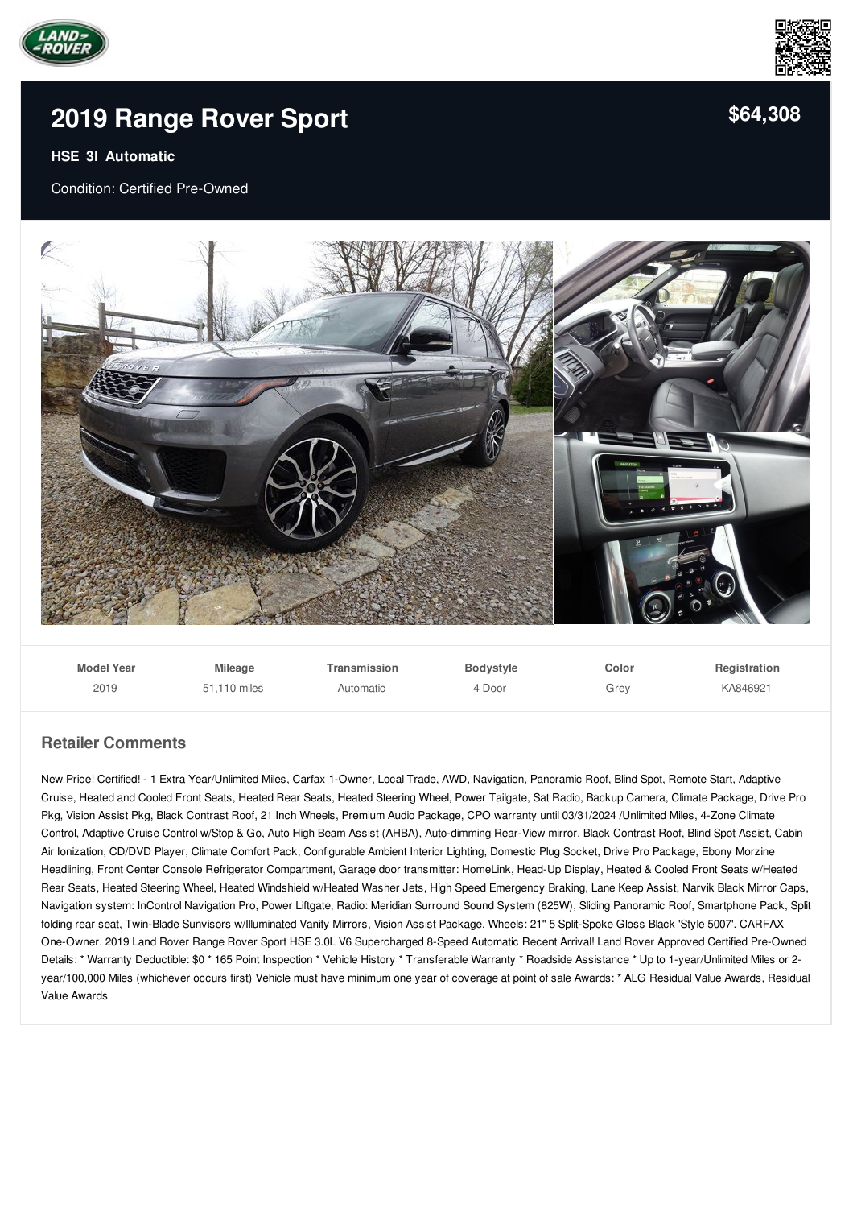# 2019 Range Rover Sport

**$64,308**

**HSE 3l Automatic**

Condition: Certified Pre-Owned

| Model Year | Mileage | Transmission | Bodystyle | Color | Registration |
|---|---|---|---|---|---|
| 2019 | 51,110 miles | Automatic | 4 Door | Grey | KA846921 |

## Retailer Comments

New Price! Certified! - 1 Extra Year/Unlimited Miles, Carfax 1-Owner, Local Trade, AWD, Navigation, Panoramic Roof, Blind Spot, Remote Start, Adaptive Cruise, Heated and Cooled Front Seats, Heated Rear Seats, Heated Steering Wheel, Power Tailgate, Sat Radio, Backup Camera, Climate Package, Drive Pro Pkg, Vision Assist Pkg, Black Contrast Roof, 21 Inch Wheels, Premium Audio Package, CPO warranty until 03/31/2024 /Unlimited Miles, 4-Zone Climate Control, Adaptive Cruise Control w/Stop & Go, Auto High Beam Assist (AHBA), Auto-dimming Rear-View mirror, Black Contrast Roof, Blind Spot Assist, Cabin Air Ionization, CD/DVD Player, Climate Comfort Pack, Configurable Ambient Interior Lighting, Domestic Plug Socket, Drive Pro Package, Ebony Morzine Headlining, Front Center Console Refrigerator Compartment, Garage door transmitter: HomeLink, Head-Up Display, Heated & Cooled Front Seats w/Heated Rear Seats, Heated Steering Wheel, Heated Windshield w/Heated Washer Jets, High Speed Emergency Braking, Lane Keep Assist, Narvik Black Mirror Caps, Navigation system: InControl Navigation Pro, Power Liftgate, Radio: Meridian Surround Sound System (825W), Sliding Panoramic Roof, Smartphone Pack, Split folding rear seat, Twin-Blade Sunvisors w/Illuminated Vanity Mirrors, Vision Assist Package, Wheels: 21" 5 Split-Spoke Gloss Black 'Style 5007'. CARFAX One-Owner. 2019 Land Rover Range Rover Sport HSE 3.0L V6 Supercharged 8-Speed Automatic Recent Arrival! Land Rover Approved Certified Pre-Owned Details: * Warranty Deductible: $0 * 165 Point Inspection * Vehicle History * Transferable Warranty * Roadside Assistance * Up to 1-year/Unlimited Miles or 2-year/100,000 Miles (whichever occurs first) Vehicle must have minimum one year of coverage at point of sale Awards: * ALG Residual Value Awards, Residual Value Awards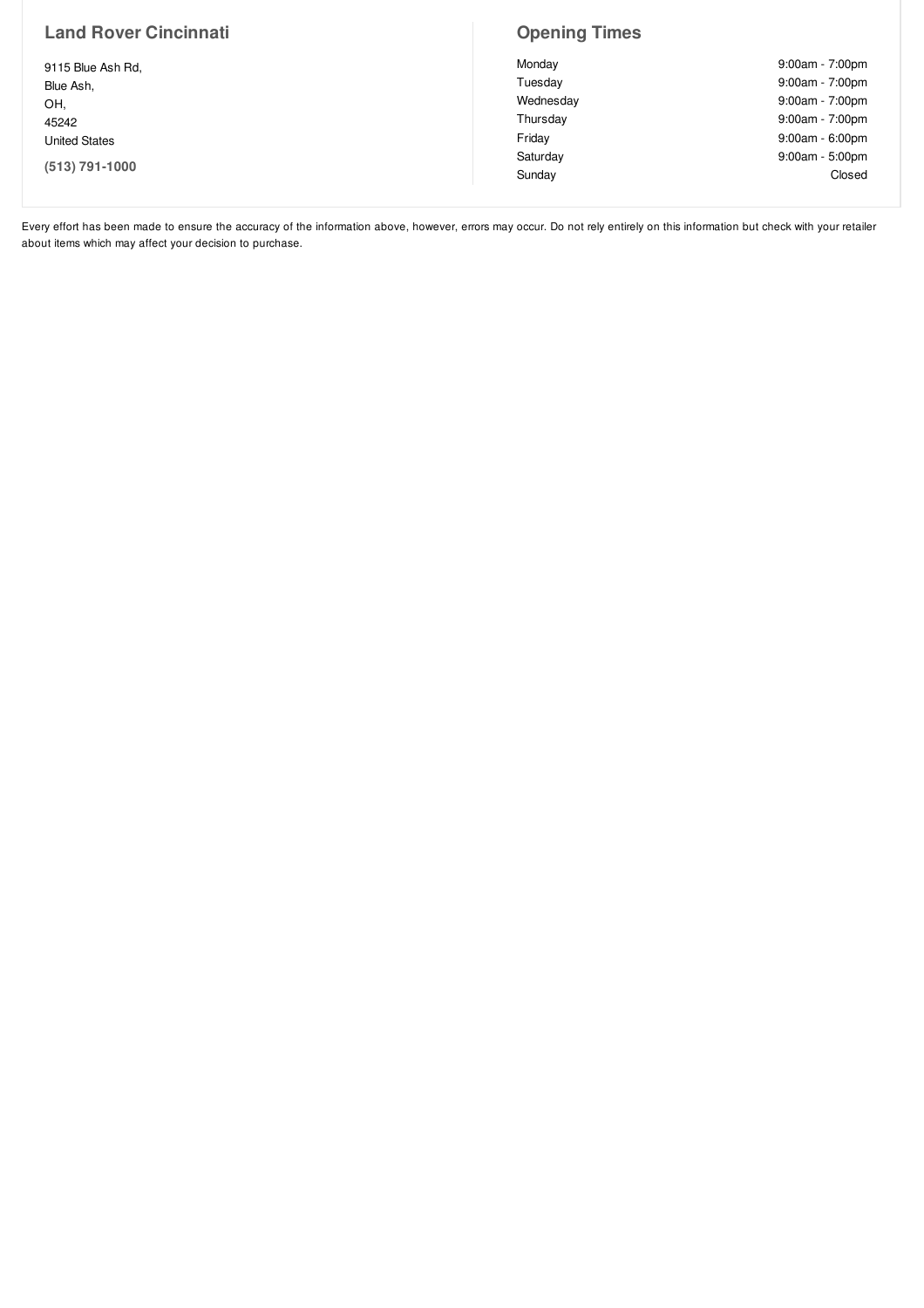## Land Rover Cincinnati

9115 Blue Ash Rd,
Blue Ash,
OH,
45242
United States

**(513) 791-1000**

## Opening Times

| | |
|---|---|
| Monday | 9:00am - 7:00pm |
| Tuesday | 9:00am - 7:00pm |
| Wednesday | 9:00am - 7:00pm |
| Thursday | 9:00am - 7:00pm |
| Friday | 9:00am - 6:00pm |
| Saturday | 9:00am - 5:00pm |
| Sunday | Closed |

Every effort has been made to ensure the accuracy of the information above, however, errors may occur. Do not rely entirely on this information but check with your retailer about items which may affect your decision to purchase.